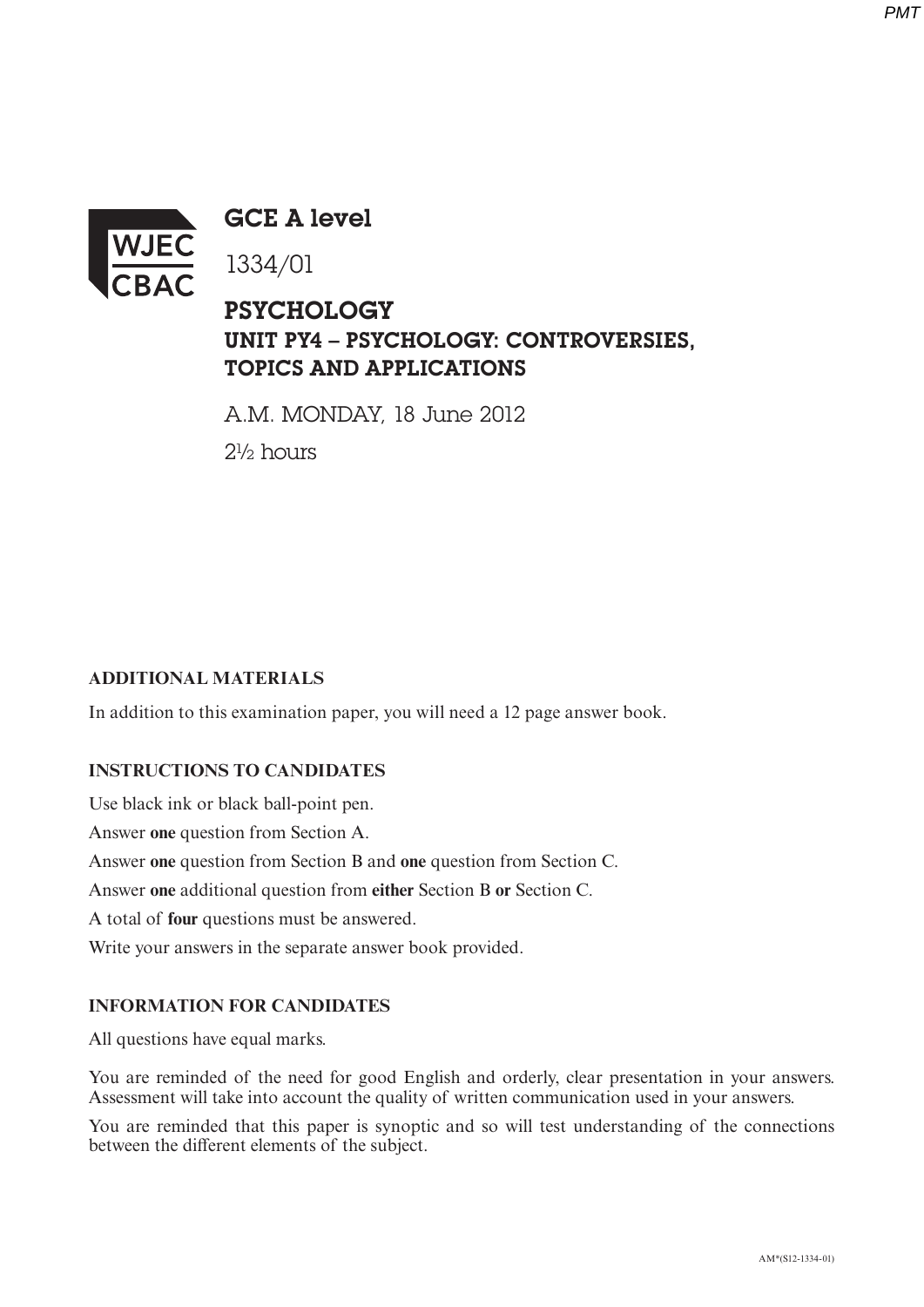# GCE A level

1334/01

## PSYCHOLOGY

### UNIT PY4 – PSYCHOLOGY: CONTROVERSIES, TOPICS AND APPLICATIONS

A.M. MONDAY, 18 June 2012

2½ hours

**ADDITIONAL MATERIALS**

In addition to this examination paper, you will need a 12 page answer book.

**INSTRUCTIONS TO CANDIDATES**

Use black ink or black ball-point pen.

Answer **one** question from Section A.

Answer **one** question from Section B and **one** question from Section C.

Answer **one** additional question from **either** Section B **or** Section C.

A total of **four** questions must be answered.

Write your answers in the separate answer book provided.

**INFORMATION FOR CANDIDATES**

All questions have equal marks.

You are reminded of the need for good English and orderly, clear presentation in your answers. Assessment will take into account the quality of written communication used in your answers.

You are reminded that this paper is synoptic and so will test understanding of the connections between the different elements of the subject.

AM*(S12-1334-01)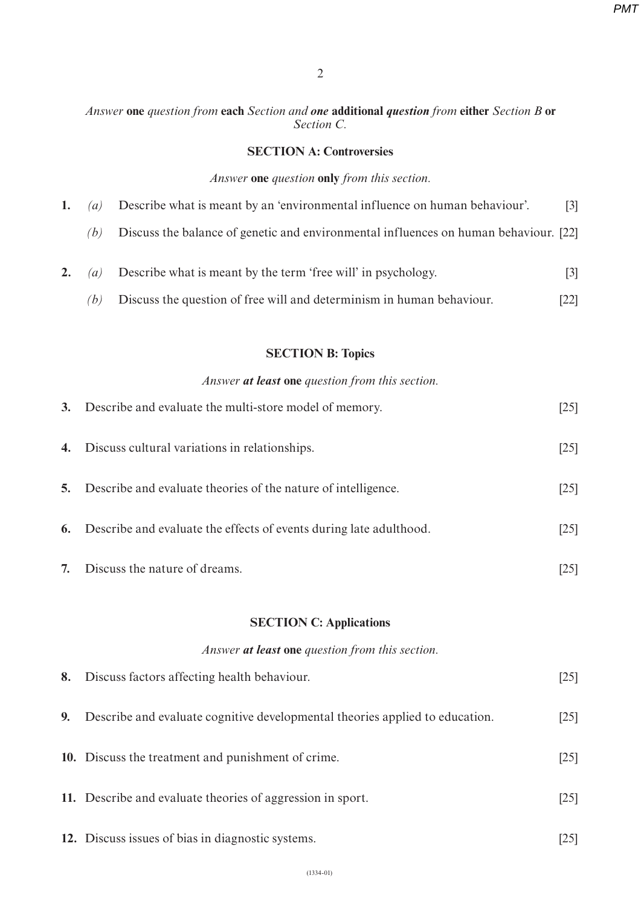*Answer* **one** *question from* **each** *Section and* ***one*** **additional** ***question*** *from* **either** *Section B* **or** *Section C.*

## SECTION A: Controversies

*Answer* **one** *question* **only** *from this section.*

**1.** *(a)* Describe what is meant by an 'environmental influence on human behaviour'. [3]

*(b)* Discuss the balance of genetic and environmental influences on human behaviour. [22]

**2.** *(a)* Describe what is meant by the term 'free will' in psychology. [3]

*(b)* Discuss the question of free will and determinism in human behaviour. [22]

## SECTION B: Topics

*Answer* ***at least*** **one** *question from this section.*

**3.** Describe and evaluate the multi-store model of memory. [25]

**4.** Discuss cultural variations in relationships. [25]

**5.** Describe and evaluate theories of the nature of intelligence. [25]

**6.** Describe and evaluate the effects of events during late adulthood. [25]

**7.** Discuss the nature of dreams. [25]

## SECTION C: Applications

*Answer* ***at least*** **one** *question from this section.*

**8.** Discuss factors affecting health behaviour. [25]

**9.** Describe and evaluate cognitive developmental theories applied to education. [25]

**10.** Discuss the treatment and punishment of crime. [25]

**11.** Describe and evaluate theories of aggression in sport. [25]

**12.** Discuss issues of bias in diagnostic systems. [25]